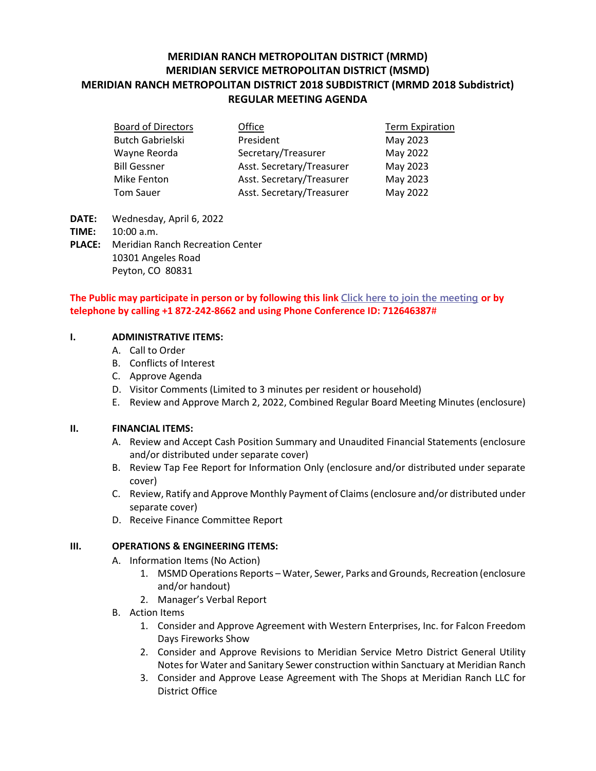# MERIDIAN RANCH METROPOLITAN DISTRICT (MRMD)
# MERIDIAN SERVICE METROPOLITAN DISTRICT (MSMD)
# MERIDIAN RANCH METROPOLITAN DISTRICT 2018 SUBDISTRICT (MRMD 2018 Subdistrict)
# REGULAR MEETING AGENDA

| Board of Directors | Office | Term Expiration |
|---|---|---|
| Butch Gabrielski | President | May 2023 |
| Wayne Reorda | Secretary/Treasurer | May 2022 |
| Bill Gessner | Asst. Secretary/Treasurer | May 2023 |
| Mike Fenton | Asst. Secretary/Treasurer | May 2023 |
| Tom Sauer | Asst. Secretary/Treasurer | May 2022 |

**DATE:** Wednesday, April 6, 2022
**TIME:** 10:00 a.m.
**PLACE:** Meridian Ranch Recreation Center
10301 Angeles Road
Peyton, CO 80831

**The Public may participate in person or by following this link Click here to join the meeting or by telephone by calling +1 872-242-8662 and using Phone Conference ID: 712646387#**

## I. ADMINISTRATIVE ITEMS:

A. Call to Order
B. Conflicts of Interest
C. Approve Agenda
D. Visitor Comments (Limited to 3 minutes per resident or household)
E. Review and Approve March 2, 2022, Combined Regular Board Meeting Minutes (enclosure)

## II. FINANCIAL ITEMS:

A. Review and Accept Cash Position Summary and Unaudited Financial Statements (enclosure and/or distributed under separate cover)
B. Review Tap Fee Report for Information Only (enclosure and/or distributed under separate cover)
C. Review, Ratify and Approve Monthly Payment of Claims (enclosure and/or distributed under separate cover)
D. Receive Finance Committee Report

## III. OPERATIONS & ENGINEERING ITEMS:

A. Information Items (No Action)
   1. MSMD Operations Reports – Water, Sewer, Parks and Grounds, Recreation (enclosure and/or handout)
   2. Manager's Verbal Report
B. Action Items
   1. Consider and Approve Agreement with Western Enterprises, Inc. for Falcon Freedom Days Fireworks Show
   2. Consider and Approve Revisions to Meridian Service Metro District General Utility Notes for Water and Sanitary Sewer construction within Sanctuary at Meridian Ranch
   3. Consider and Approve Lease Agreement with The Shops at Meridian Ranch LLC for District Office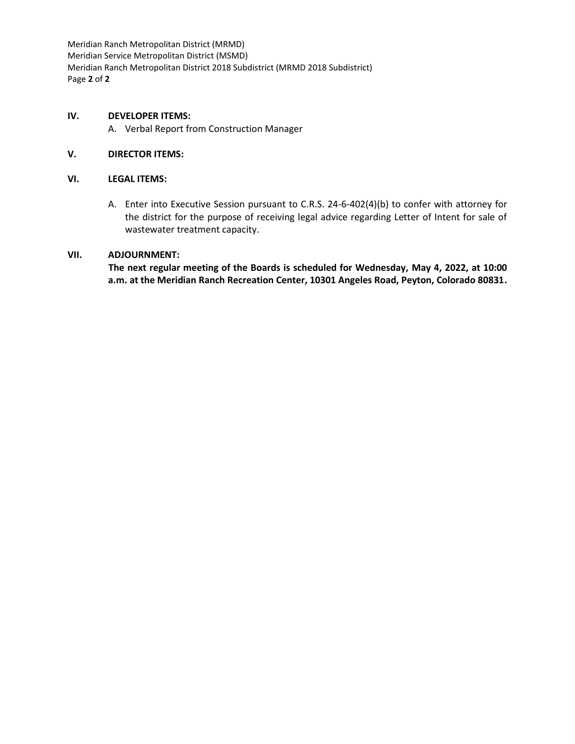## IV. DEVELOPER ITEMS:

A. Verbal Report from Construction Manager

## V. DIRECTOR ITEMS:

## VI. LEGAL ITEMS:

A. Enter into Executive Session pursuant to C.R.S. 24-6-402(4)(b) to confer with attorney for the district for the purpose of receiving legal advice regarding Letter of Intent for sale of wastewater treatment capacity.

## VII. ADJOURNMENT:

**The next regular meeting of the Boards is scheduled for Wednesday, May 4, 2022, at 10:00 a.m. at the Meridian Ranch Recreation Center, 10301 Angeles Road, Peyton, Colorado 80831.**